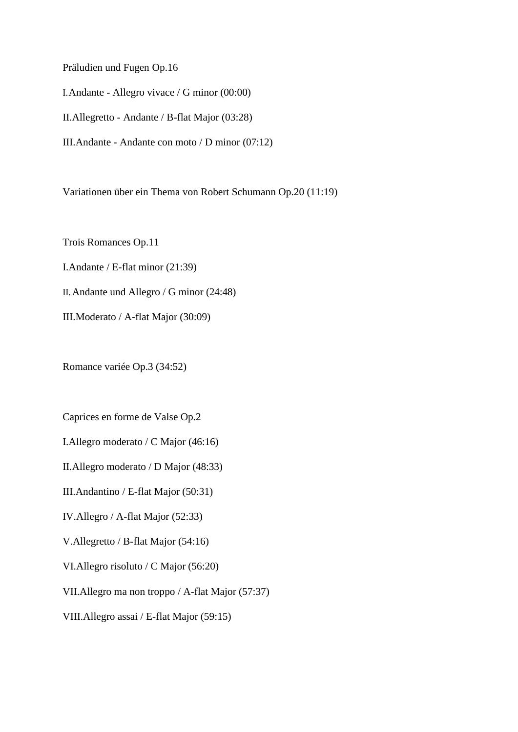Präludien und Fugen Op.16

I.Andante - Allegro vivace / G minor (00:00)

II.Allegretto - Andante / B-flat Major (03:28)

III.Andante - Andante con moto / D minor (07:12)

Variationen über ein Thema von Robert Schumann Op.20 (11:19)

Trois Romances Op.11

I.Andante / E-flat minor (21:39)

II. Andante und Allegro / G minor (24:48)

III.Moderato / A-flat Major (30:09)

Romance variée Op.3 (34:52)

Caprices en forme de Valse Op.2

I.Allegro moderato / C Major (46:16)

II.Allegro moderato / D Major (48:33)

III.Andantino / E-flat Major (50:31)

IV.Allegro / A-flat Major (52:33)

V.Allegretto / B-flat Major (54:16)

VI.Allegro risoluto / C Major (56:20)

VII.Allegro ma non troppo / A-flat Major (57:37)

VIII.Allegro assai / E-flat Major (59:15)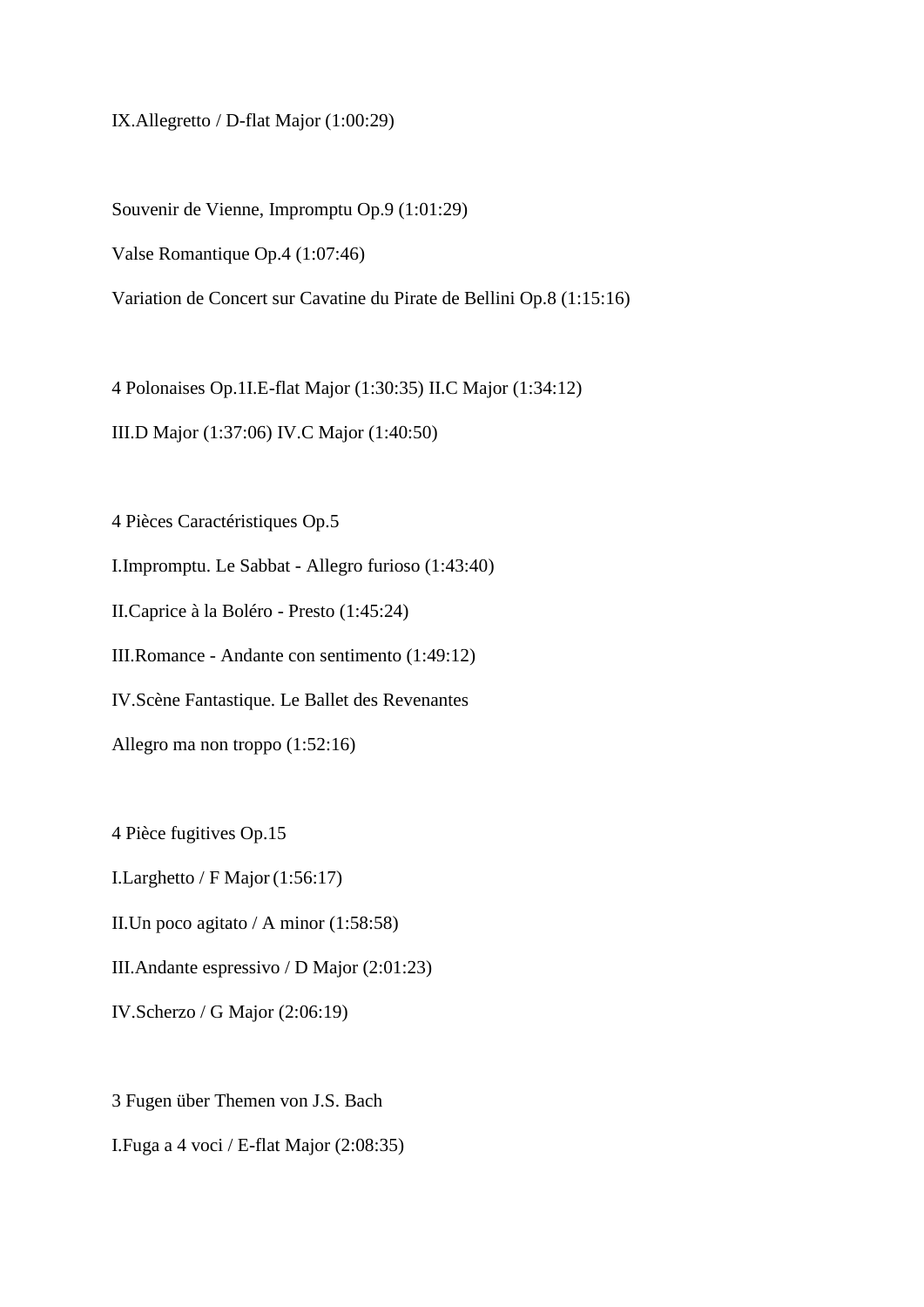IX.Allegretto / D-flat Major (1:00:29)

Souvenir de Vienne, Impromptu Op.9 (1:01:29)

Valse Romantique Op.4 (1:07:46)

Variation de Concert sur Cavatine du Pirate de Bellini Op.8 (1:15:16)

4 Polonaises Op.1I.E-flat Major (1:30:35) II.C Major (1:34:12)

III.D Major (1:37:06) IV.C Major (1:40:50)

4 Pièces Caractéristiques Op.5

I.Impromptu. Le Sabbat - Allegro furioso (1:43:40)

II.Caprice à la Boléro - Presto (1:45:24)

III.Romance - Andante con sentimento (1:49:12)

IV.Scène Fantastique. Le Ballet des Revenantes

Allegro ma non troppo (1:52:16)

4 Pièce fugitives Op.15

I.Larghetto / F Major (1:56:17)

II.Un poco agitato / A minor (1:58:58)

III.Andante espressivo / D Major (2:01:23)

IV.Scherzo / G Major (2:06:19)

3 Fugen über Themen von J.S. Bach

I.Fuga a 4 voci / E-flat Major (2:08:35)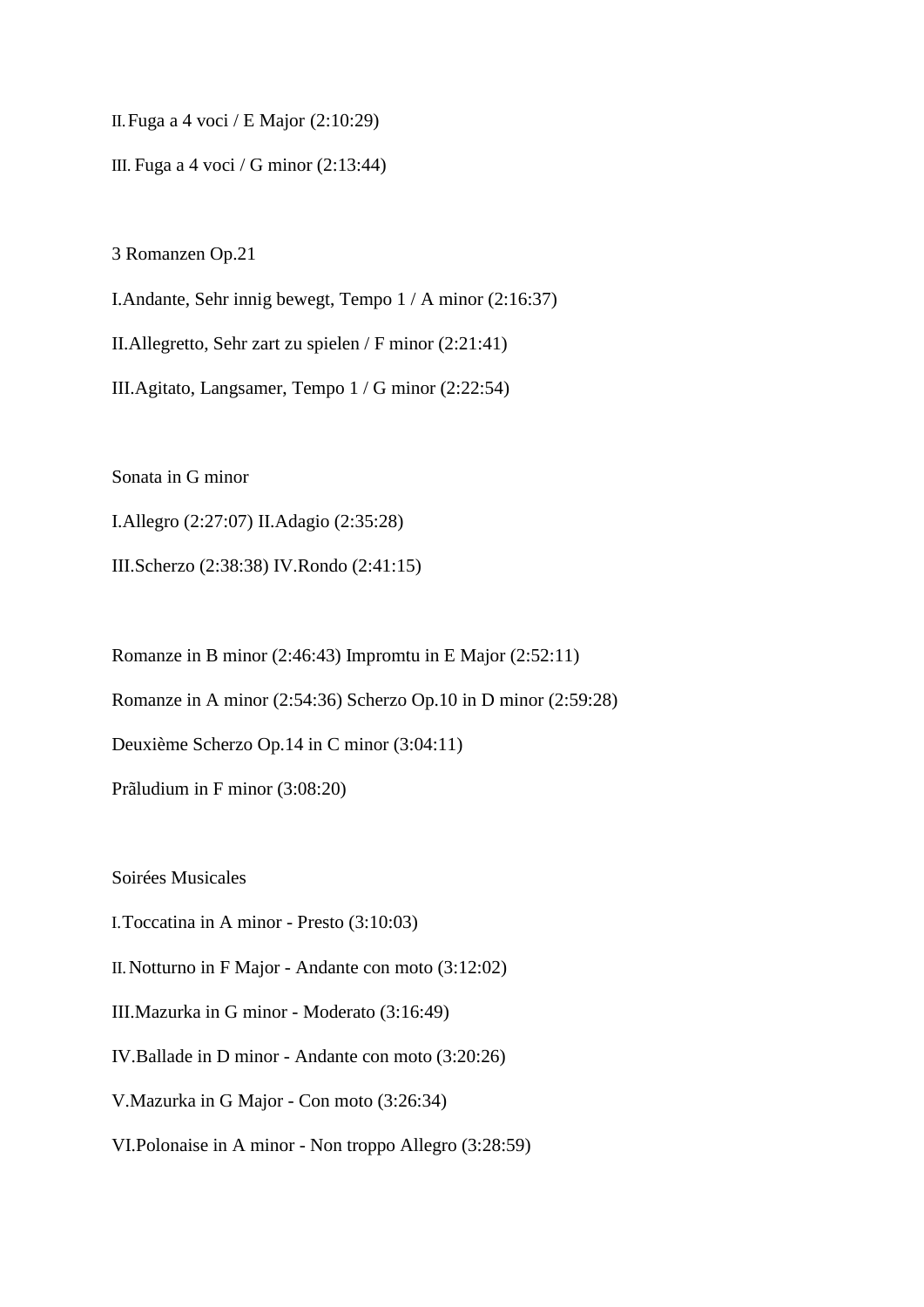II. Fuga a 4 voci / E Major (2:10:29)

III. Fuga a 4 voci / G minor (2:13:44)

3 Romanzen Op.21

I.Andante, Sehr innig bewegt, Tempo 1 / A minor (2:16:37)

II.Allegretto, Sehr zart zu spielen / F minor (2:21:41)

III.Agitato, Langsamer, Tempo 1 / G minor (2:22:54)

Sonata in G minor

I.Allegro (2:27:07) II.Adagio (2:35:28)

III.Scherzo (2:38:38) IV.Rondo (2:41:15)

Romanze in B minor (2:46:43) Impromtu in E Major (2:52:11)

Romanze in A minor (2:54:36) Scherzo Op.10 in D minor (2:59:28)

Deuxième Scherzo Op.14 in C minor (3:04:11)

Prãludium in F minor (3:08:20)

Soirées Musicales

I.Toccatina in A minor - Presto (3:10:03)

II. Notturno in F Major - Andante con moto (3:12:02)

III.Mazurka in G minor - Moderato (3:16:49)

IV.Ballade in D minor - Andante con moto (3:20:26)

V.Mazurka in G Major - Con moto (3:26:34)

VI.Polonaise in A minor - Non troppo Allegro (3:28:59)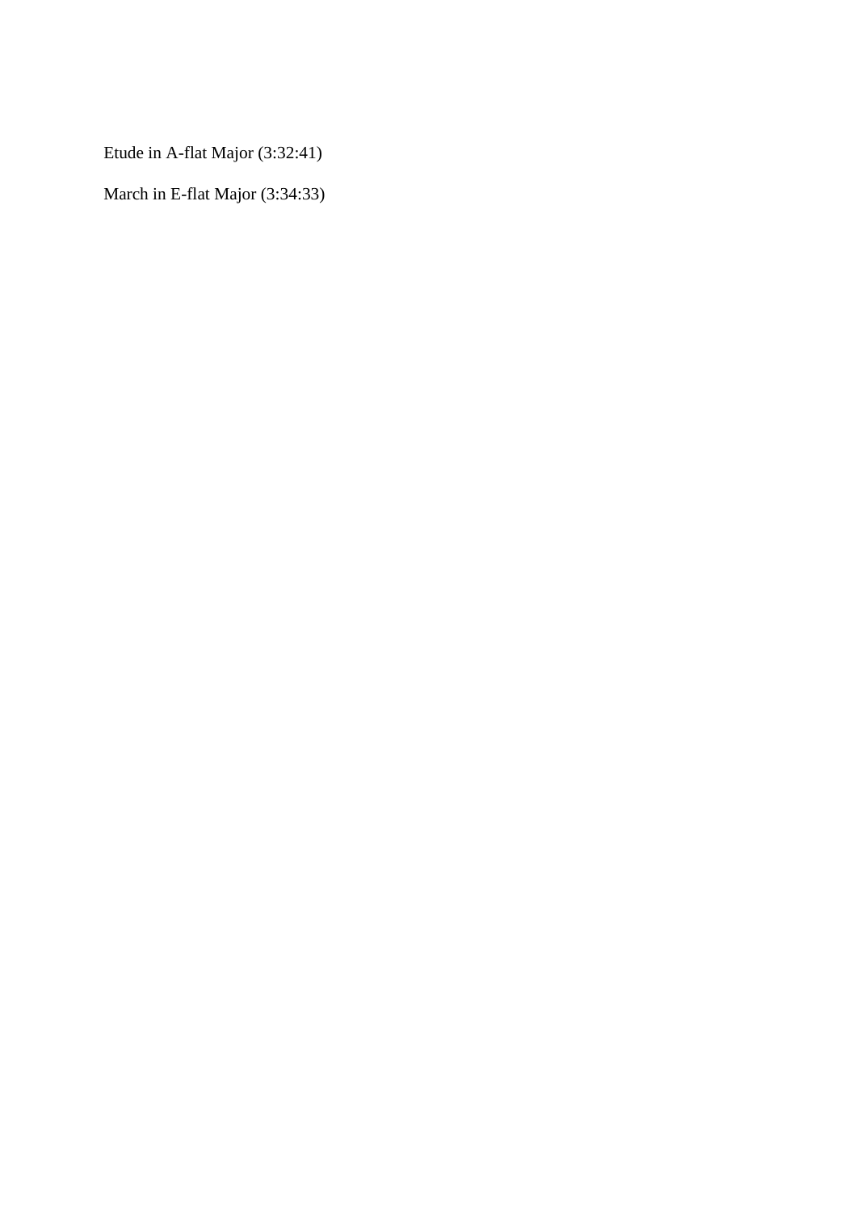Etude in A-flat Major (3:32:41)

March in E-flat Major (3:34:33)